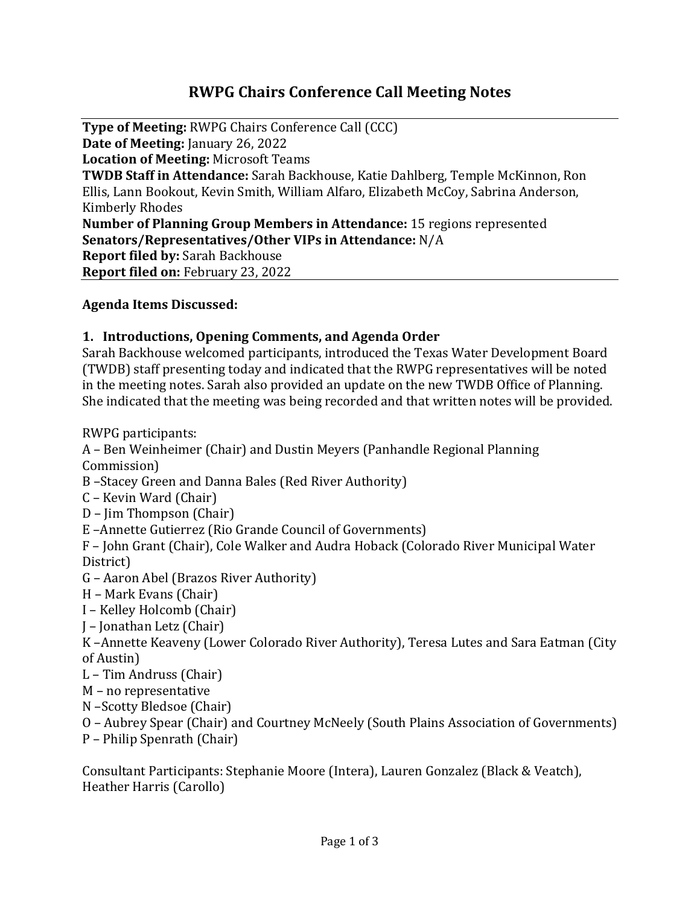# RWPG Chairs Conference Call Meeting Notes

**Type of Meeting:** RWPG Chairs Conference Call (CCC)
**Date of Meeting:** January 26, 2022
**Location of Meeting:** Microsoft Teams
**TWDB Staff in Attendance:** Sarah Backhouse, Katie Dahlberg, Temple McKinnon, Ron Ellis, Lann Bookout, Kevin Smith, William Alfaro, Elizabeth McCoy, Sabrina Anderson, Kimberly Rhodes
**Number of Planning Group Members in Attendance:** 15 regions represented
**Senators/Representatives/Other VIPs in Attendance:** N/A
**Report filed by:** Sarah Backhouse
**Report filed on:** February 23, 2022

**Agenda Items Discussed:**

**1. Introductions, Opening Comments, and Agenda Order**

Sarah Backhouse welcomed participants, introduced the Texas Water Development Board (TWDB) staff presenting today and indicated that the RWPG representatives will be noted in the meeting notes. Sarah also provided an update on the new TWDB Office of Planning. She indicated that the meeting was being recorded and that written notes will be provided.

RWPG participants:
A – Ben Weinheimer (Chair) and Dustin Meyers (Panhandle Regional Planning Commission)
B –Stacey Green and Danna Bales (Red River Authority)
C – Kevin Ward (Chair)
D – Jim Thompson (Chair)
E –Annette Gutierrez (Rio Grande Council of Governments)
F – John Grant (Chair), Cole Walker and Audra Hoback (Colorado River Municipal Water District)
G – Aaron Abel (Brazos River Authority)
H – Mark Evans (Chair)
I – Kelley Holcomb (Chair)
J – Jonathan Letz (Chair)
K –Annette Keaveny (Lower Colorado River Authority), Teresa Lutes and Sara Eatman (City of Austin)
L – Tim Andruss (Chair)
M – no representative
N –Scotty Bledsoe (Chair)
O – Aubrey Spear (Chair) and Courtney McNeely (South Plains Association of Governments)
P – Philip Spenrath (Chair)

Consultant Participants: Stephanie Moore (Intera), Lauren Gonzalez (Black & Veatch), Heather Harris (Carollo)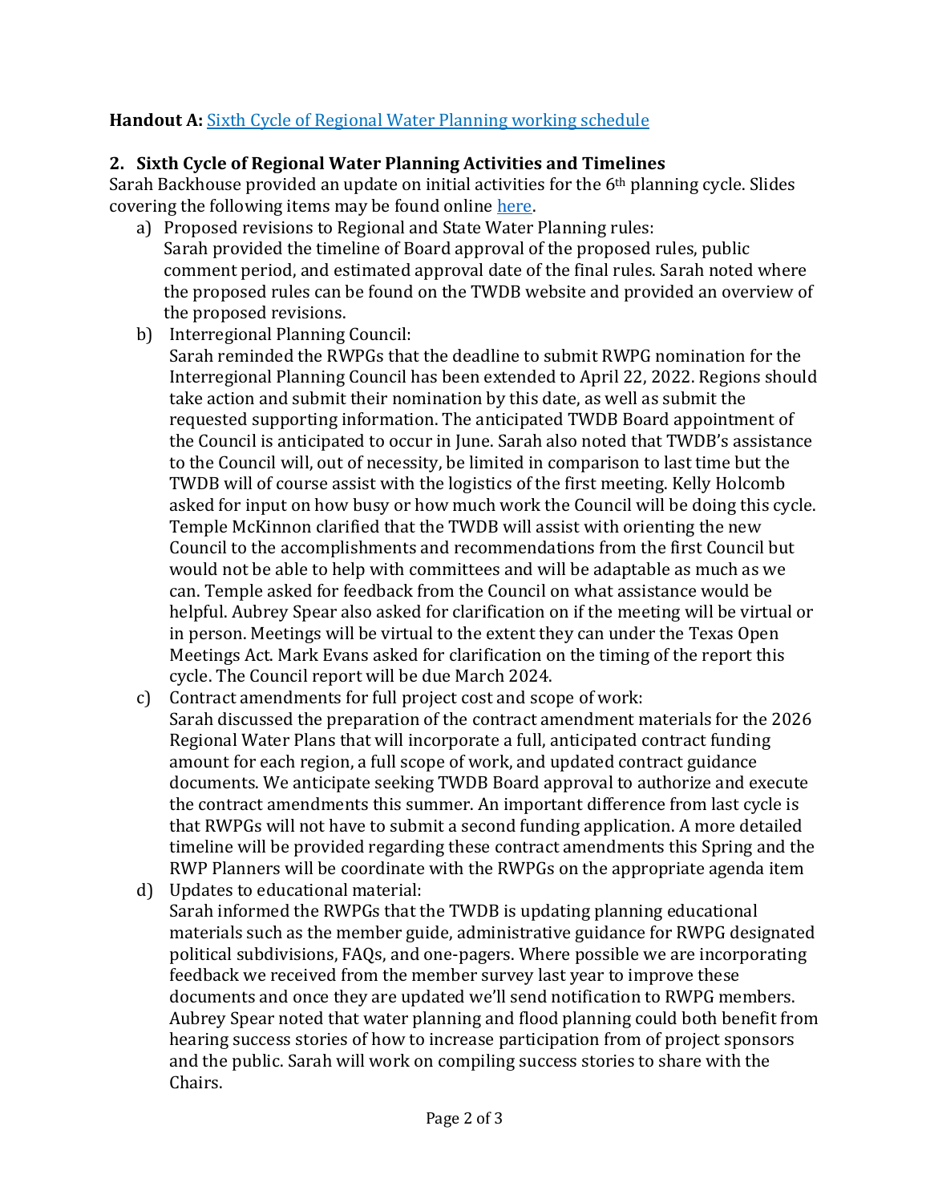**Handout A:** [Sixth Cycle of Regional Water Planning working schedule]()

## 2. Sixth Cycle of Regional Water Planning Activities and Timelines

Sarah Backhouse provided an update on initial activities for the 6th planning cycle. Slides covering the following items may be found online [here]().

a) Proposed revisions to Regional and State Water Planning rules:
Sarah provided the timeline of Board approval of the proposed rules, public comment period, and estimated approval date of the final rules. Sarah noted where the proposed rules can be found on the TWDB website and provided an overview of the proposed revisions.

b) Interregional Planning Council:
Sarah reminded the RWPGs that the deadline to submit RWPG nomination for the Interregional Planning Council has been extended to April 22, 2022. Regions should take action and submit their nomination by this date, as well as submit the requested supporting information. The anticipated TWDB Board appointment of the Council is anticipated to occur in June. Sarah also noted that TWDB's assistance to the Council will, out of necessity, be limited in comparison to last time but the TWDB will of course assist with the logistics of the first meeting. Kelly Holcomb asked for input on how busy or how much work the Council will be doing this cycle. Temple McKinnon clarified that the TWDB will assist with orienting the new Council to the accomplishments and recommendations from the first Council but would not be able to help with committees and will be adaptable as much as we can. Temple asked for feedback from the Council on what assistance would be helpful. Aubrey Spear also asked for clarification on if the meeting will be virtual or in person. Meetings will be virtual to the extent they can under the Texas Open Meetings Act. Mark Evans asked for clarification on the timing of the report this cycle. The Council report will be due March 2024.

c) Contract amendments for full project cost and scope of work:
Sarah discussed the preparation of the contract amendment materials for the 2026 Regional Water Plans that will incorporate a full, anticipated contract funding amount for each region, a full scope of work, and updated contract guidance documents. We anticipate seeking TWDB Board approval to authorize and execute the contract amendments this summer. An important difference from last cycle is that RWPGs will not have to submit a second funding application. A more detailed timeline will be provided regarding these contract amendments this Spring and the RWP Planners will be coordinate with the RWPGs on the appropriate agenda item

d) Updates to educational material:
Sarah informed the RWPGs that the TWDB is updating planning educational materials such as the member guide, administrative guidance for RWPG designated political subdivisions, FAQs, and one-pagers. Where possible we are incorporating feedback we received from the member survey last year to improve these documents and once they are updated we'll send notification to RWPG members. Aubrey Spear noted that water planning and flood planning could both benefit from hearing success stories of how to increase participation from of project sponsors and the public. Sarah will work on compiling success stories to share with the Chairs.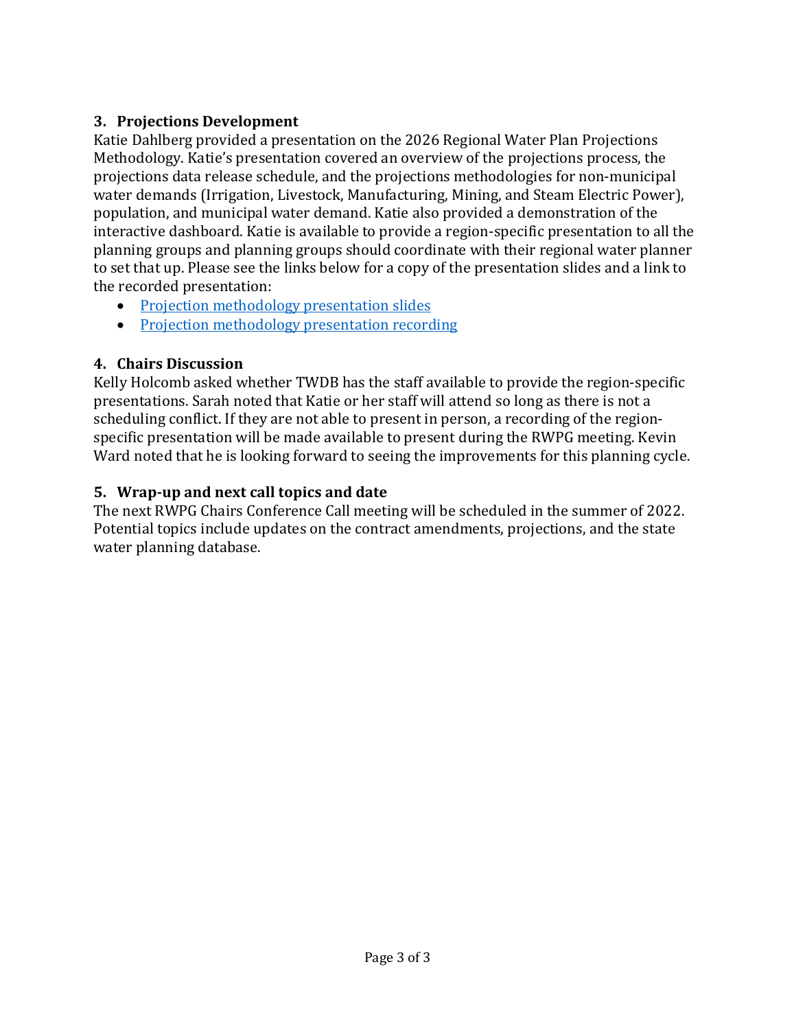### 3. Projections Development

Katie Dahlberg provided a presentation on the 2026 Regional Water Plan Projections Methodology. Katie's presentation covered an overview of the projections process, the projections data release schedule, and the projections methodologies for non-municipal water demands (Irrigation, Livestock, Manufacturing, Mining, and Steam Electric Power), population, and municipal water demand. Katie also provided a demonstration of the interactive dashboard. Katie is available to provide a region-specific presentation to all the planning groups and planning groups should coordinate with their regional water planner to set that up. Please see the links below for a copy of the presentation slides and a link to the recorded presentation:

- Projection methodology presentation slides
- Projection methodology presentation recording

### 4. Chairs Discussion

Kelly Holcomb asked whether TWDB has the staff available to provide the region-specific presentations. Sarah noted that Katie or her staff will attend so long as there is not a scheduling conflict. If they are not able to present in person, a recording of the region-specific presentation will be made available to present during the RWPG meeting. Kevin Ward noted that he is looking forward to seeing the improvements for this planning cycle.

### 5. Wrap-up and next call topics and date

The next RWPG Chairs Conference Call meeting will be scheduled in the summer of 2022. Potential topics include updates on the contract amendments, projections, and the state water planning database.